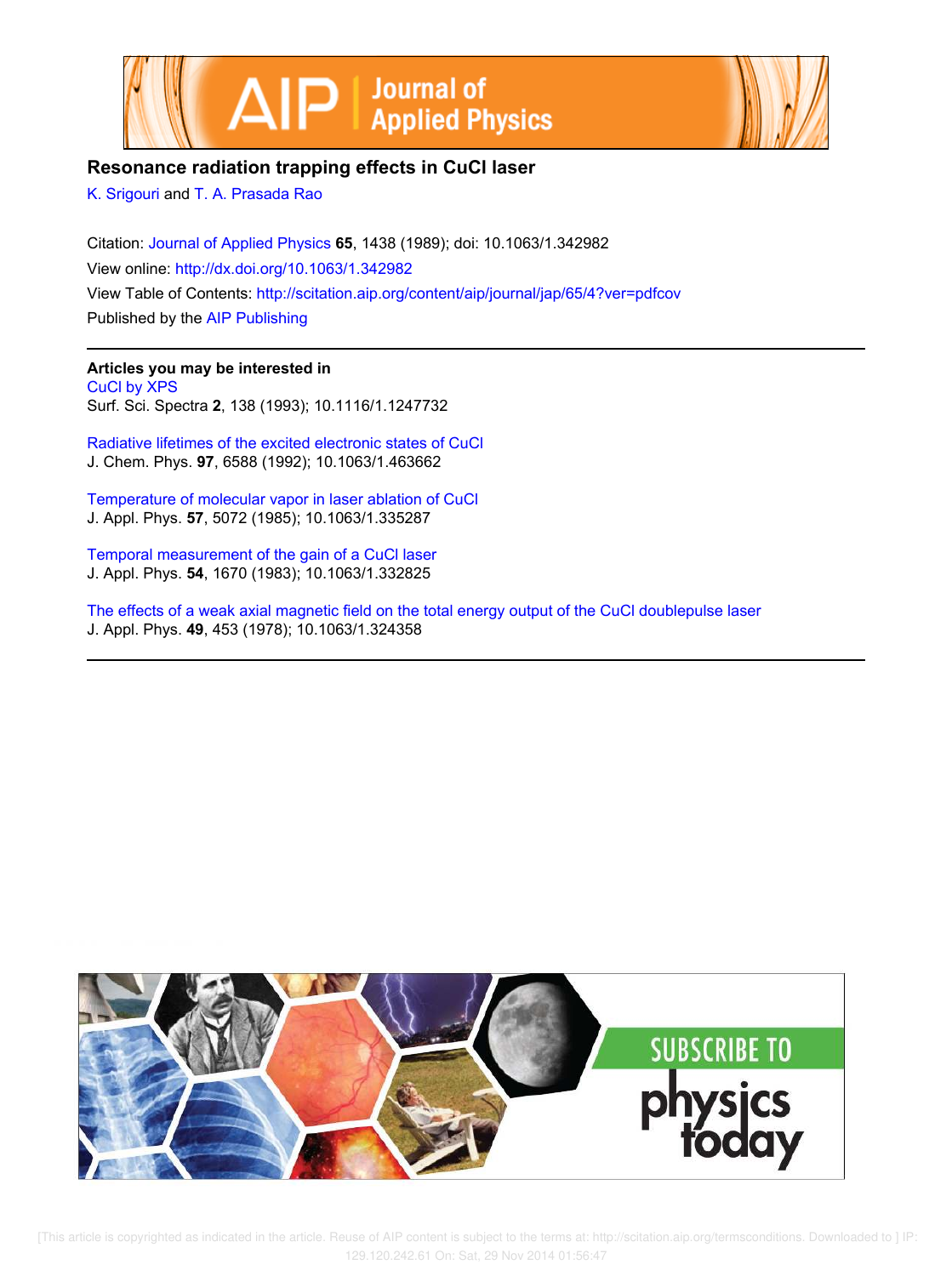# Resonance radiation trapping effects in CuCl laser

K. Srigouri and T. A. Prasada Rao

Citation: Journal of Applied Physics **65**, 1438 (1989); doi: 10.1063/1.342982

View online: http://dx.doi.org/10.1063/1.342982

View Table of Contents: http://scitation.aip.org/content/aip/journal/jap/65/4?ver=pdfcov

Published by the AIP Publishing

---

**Articles you may be interested in**

CuCl by XPS
Surf. Sci. Spectra **2**, 138 (1993); 10.1116/1.1247732

Radiative lifetimes of the excited electronic states of CuCl
J. Chem. Phys. **97**, 6588 (1992); 10.1063/1.463662

Temperature of molecular vapor in laser ablation of CuCl
J. Appl. Phys. **57**, 5072 (1985); 10.1063/1.335287

Temporal measurement of the gain of a CuCl laser
J. Appl. Phys. **54**, 1670 (1983); 10.1063/1.332825

The effects of a weak axial magnetic field on the total energy output of the CuCl doublepulse laser
J. Appl. Phys. **49**, 453 (1978); 10.1063/1.324358

---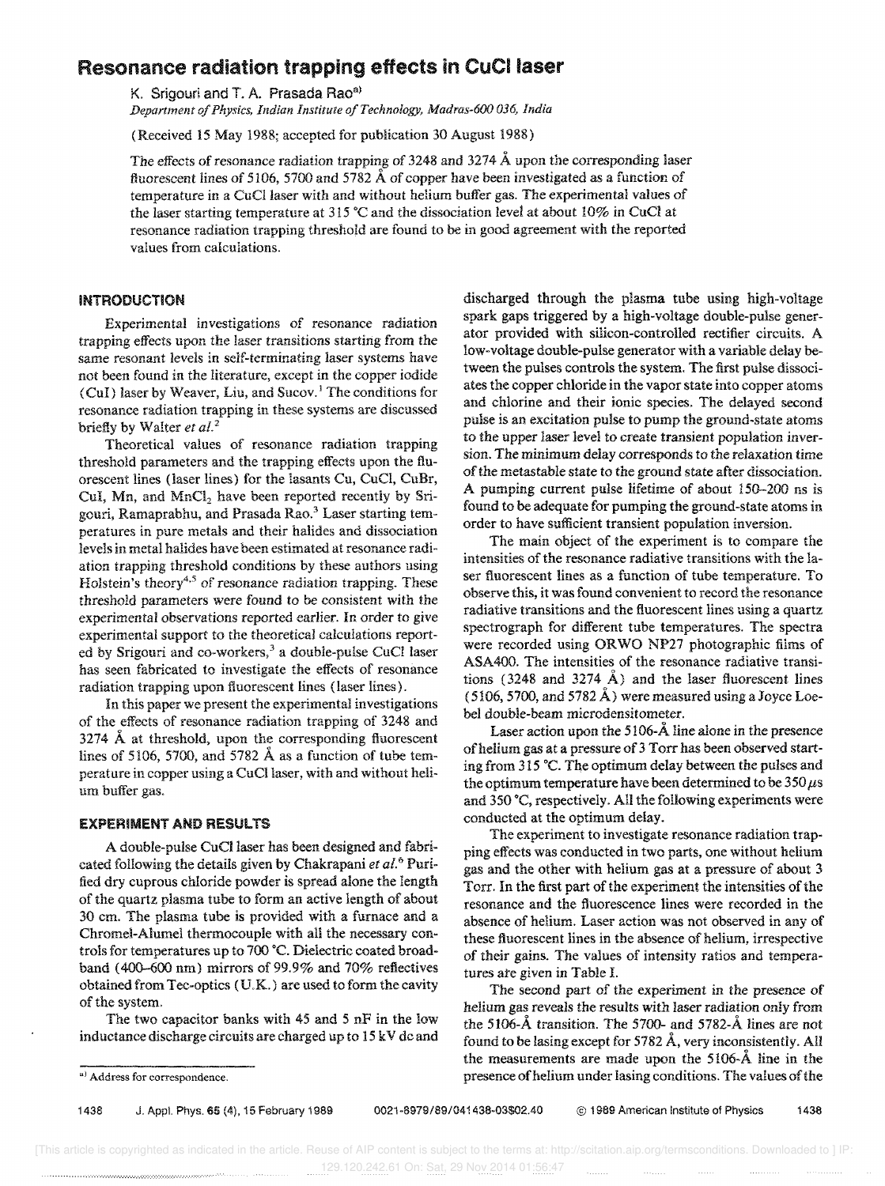# Resonance radiation trapping effects in CuCl laser

K. Srigouri and T. A. Prasada Rao[a)]

*Department of Physics, Indian Institute of Technology, Madras-600 036, India*

(Received 15 May 1988; accepted for publication 30 August 1988)

The effects of resonance radiation trapping of 3248 and 3274 Å upon the corresponding laser fluorescent lines of 5106, 5700 and 5782 Å of copper have been investigated as a function of temperature in a CuCl laser with and without helium buffer gas. The experimental values of the laser starting temperature at 315 °C and the dissociation level at about 10% in CuCl at resonance radiation trapping threshold are found to be in good agreement with the reported values from calculations.

## INTRODUCTION

Experimental investigations of resonance radiation trapping effects upon the laser transitions starting from the same resonant levels in self-terminating laser systems have not been found in the literature, except in the copper iodide (CuI) laser by Weaver, Liu, and Sucov.[1] The conditions for resonance radiation trapping in these systems are discussed briefly by Walter *et al.*[2]

Theoretical values of resonance radiation trapping threshold parameters and the trapping effects upon the fluorescent lines (laser lines) for the lasants Cu, CuCl, CuBr, CuI, Mn, and $MnCl_2$ have been reported recently by Srigouri, Ramaprabhu, and Prasada Rao.[3] Laser starting temperatures in pure metals and their halides and dissociation levels in metal halides have been estimated at resonance radiation trapping threshold conditions by these authors using Holstein's theory[4,5] of resonance radiation trapping. These threshold parameters were found to be consistent with the experimental observations reported earlier. In order to give experimental support to the theoretical calculations reported by Srigouri and co-workers,[3] a double-pulse CuCl laser has seen fabricated to investigate the effects of resonance radiation trapping upon fluorescent lines (laser lines).

In this paper we present the experimental investigations of the effects of resonance radiation trapping of 3248 and 3274 Å at threshold, upon the corresponding fluorescent lines of 5106, 5700, and 5782 Å as a function of tube temperature in copper using a CuCl laser, with and without helium buffer gas.

## EXPERIMENT AND RESULTS

A double-pulse CuCl laser has been designed and fabricated following the details given by Chakrapani *et al.*[6] Purified dry cuprous chloride powder is spread alone the length of the quartz plasma tube to form an active length of about 30 cm. The plasma tube is provided with a furnace and a Chromel-Alumel thermocouple with all the necessary controls for temperatures up to 700 °C. Dielectric coated broadband (400–600 nm) mirrors of 99.9% and 70% reflectives obtained from Tec-optics (U.K.) are used to form the cavity of the system.

The two capacitor banks with 45 and 5 nF in the low inductance discharge circuits are charged up to 15 kV dc and discharged through the plasma tube using high-voltage spark gaps triggered by a high-voltage double-pulse generator provided with silicon-controlled rectifier circuits. A low-voltage double-pulse generator with a variable delay between the pulses controls the system. The first pulse dissociates the copper chloride in the vapor state into copper atoms and chlorine and their ionic species. The delayed second pulse is an excitation pulse to pump the ground-state atoms to the upper laser level to create transient population inversion. The minimum delay corresponds to the relaxation time of the metastable state to the ground state after dissociation. A pumping current pulse lifetime of about 150–200 ns is found to be adequate for pumping the ground-state atoms in order to have sufficient transient population inversion.

The main object of the experiment is to compare the intensities of the resonance radiative transitions with the laser fluorescent lines as a function of tube temperature. To observe this, it was found convenient to record the resonance radiative transitions and the fluorescent lines using a quartz spectrograph for different tube temperatures. The spectra were recorded using ORWO NP27 photographic films of ASA400. The intensities of the resonance radiative transitions (3248 and 3274 Å) and the laser fluorescent lines (5106, 5700, and 5782 Å) were measured using a Joyce Loebel double-beam microdensitometer.

Laser action upon the 5106-Å line alone in the presence of helium gas at a pressure of 3 Torr has been observed starting from 315 °C. The optimum delay between the pulses and the optimum temperature have been determined to be 350 μs and 350 °C, respectively. All the following experiments were conducted at the optimum delay.

The experiment to investigate resonance radiation trapping effects was conducted in two parts, one without helium gas and the other with helium gas at a pressure of about 3 Torr. In the first part of the experiment the intensities of the resonance and the fluorescence lines were recorded in the absence of helium. Laser action was not observed in any of these fluorescent lines in the absence of helium, irrespective of their gains. The values of intensity ratios and temperatures are given in Table I.

The second part of the experiment in the presence of helium gas reveals the results with laser radiation only from the 5106-Å transition. The 5700- and 5782-Å lines are not found to be lasing except for 5782 Å, very inconsistently. All the measurements are made upon the 5106-Å line in the presence of helium under lasing conditions. The values of the

[a)] Address for correspondence.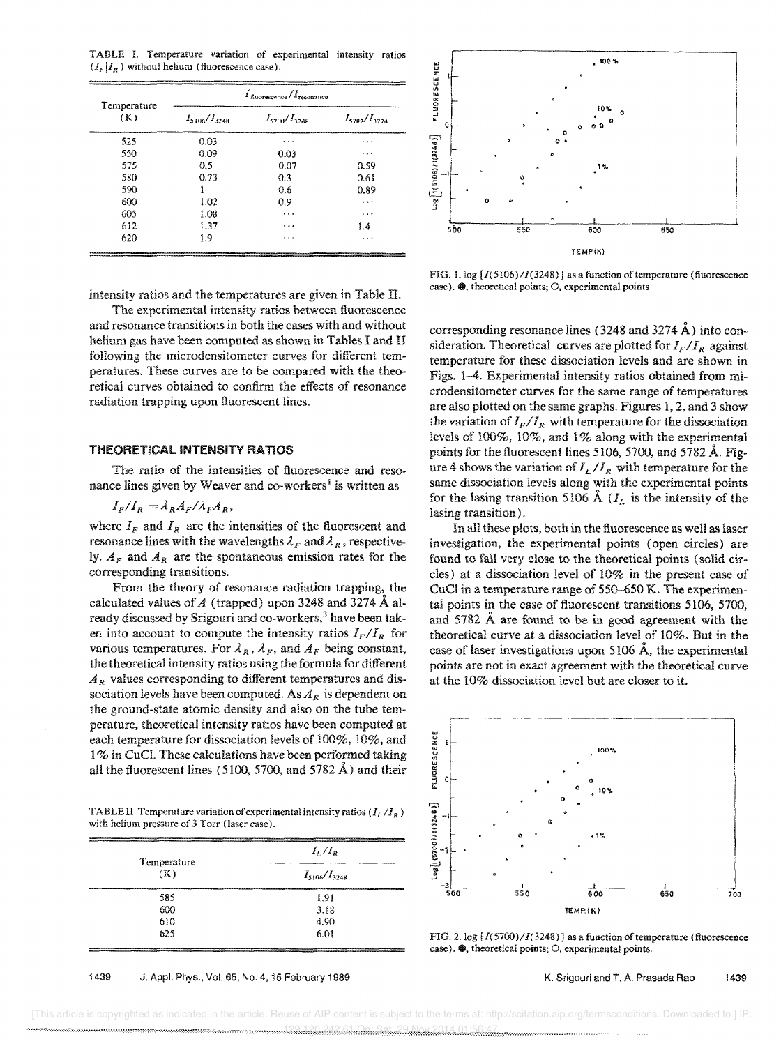TABLE I. Temperature variation of experimental intensity ratios ($I_F/I_R$) without helium (fluorescence case).

| Temperature (K) | $I_{\text{fluorescence}}/I_{\text{resonance}}$ | | |
|---|---|---|---|
| | $I_{5106}/I_{3248}$ | $I_{5700}/I_{3248}$ | $I_{5782}/I_{3274}$ |
| 525 | 0.03 | ... | ... |
| 550 | 0.09 | 0.03 | ... |
| 575 | 0.5 | 0.07 | 0.59 |
| 580 | 0.73 | 0.3 | 0.61 |
| 590 | 1 | 0.6 | 0.89 |
| 600 | 1.02 | 0.9 | ... |
| 605 | 1.08 | ... | ... |
| 612 | 1.37 | ... | 1.4 |
| 620 | 1.9 | ... | ... |

intensity ratios and the temperatures are given in Table II.

The experimental intensity ratios between fluorescence and resonance transitions in both the cases with and without helium gas have been computed as shown in Tables I and II following the microdensitometer curves for different temperatures. These curves are to be compared with the theoretical curves obtained to confirm the effects of resonance radiation trapping upon fluorescent lines.

## THEORETICAL INTENSITY RATIOS

The ratio of the intensities of fluorescence and resonance lines given by Weaver and co-workers[1] is written as

$$I_F/I_R = \lambda_R A_F/\lambda_F A_R,$$

where $I_F$ and $I_R$ are the intensities of the fluorescent and resonance lines with the wavelengths $\lambda_F$ and $\lambda_R$, respectively. $A_F$ and $A_R$ are the spontaneous emission rates for the corresponding transitions.

From the theory of resonance radiation trapping, the calculated values of $A$ (trapped) upon 3248 and 3274 Å already discussed by Srigouri and co-workers,[3] have been taken into account to compute the intensity ratios $I_F/I_R$ for various temperatures. For $\lambda_R$, $\lambda_F$, and $A_F$ being constant, the theoretical intensity ratios using the formula for different $A_R$ values corresponding to different temperatures and dissociation levels have been computed. As $A_R$ is dependent on the ground-state atomic density and also on the tube temperature, theoretical intensity ratios have been computed at each temperature for dissociation levels of 100%, 10%, and 1% in CuCl. These calculations have been performed taking all the fluorescent lines (5100, 5700, and 5782 Å) and their corresponding resonance lines (3248 and 3274 Å) into consideration. Theoretical curves are plotted for $I_F/I_R$ against temperature for these dissociation levels and are shown in Figs. 1–4. Experimental intensity ratios obtained from microdensitometer curves for the same range of temperatures are also plotted on the same graphs. Figures 1, 2, and 3 show the variation of $I_F/I_R$ with temperature for the dissociation levels of 100%, 10%, and 1% along with the experimental points for the fluorescent lines 5106, 5700, and 5782 Å. Figure 4 shows the variation of $I_L/I_R$ with temperature for the same dissociation levels along with the experimental points for the lasing transition 5106 Å ($I_L$ is the intensity of the lasing transition).

In all these plots, both in the fluorescence as well as laser investigation, the experimental points (open circles) are found to fall very close to the theoretical points (solid circles) at a dissociation level of 10% in the present case of CuCl in a temperature range of 550–650 K. The experimental points in the case of fluorescent transitions 5106, 5700, and 5782 Å are found to be in good agreement with the theoretical curve at a dissociation level of 10%. But in the case of laser investigations upon 5106 Å, the experimental points are not in exact agreement with the theoretical curve at the 10% dissociation level but are closer to it.

TABLE II. Temperature variation of experimental intensity ratios ($I_L/I_R$) with helium pressure of 3 Torr (laser case).

| Temperature (K) | $I_L/I_R$ |
|---|---|
| | $I_{5106}/I_{3248}$ |
| 585 | 1.91 |
| 600 | 3.18 |
| 610 | 4.90 |
| 625 | 6.01 |

FIG. 1. log [$I(5106)/I(3248)$] as a function of temperature (fluorescence case). ●, theoretical points; ○, experimental points.

FIG. 2. log [$I(5700)/I(3248)$] as a function of temperature (fluorescence case). ●, theoretical points; ○, experimental points.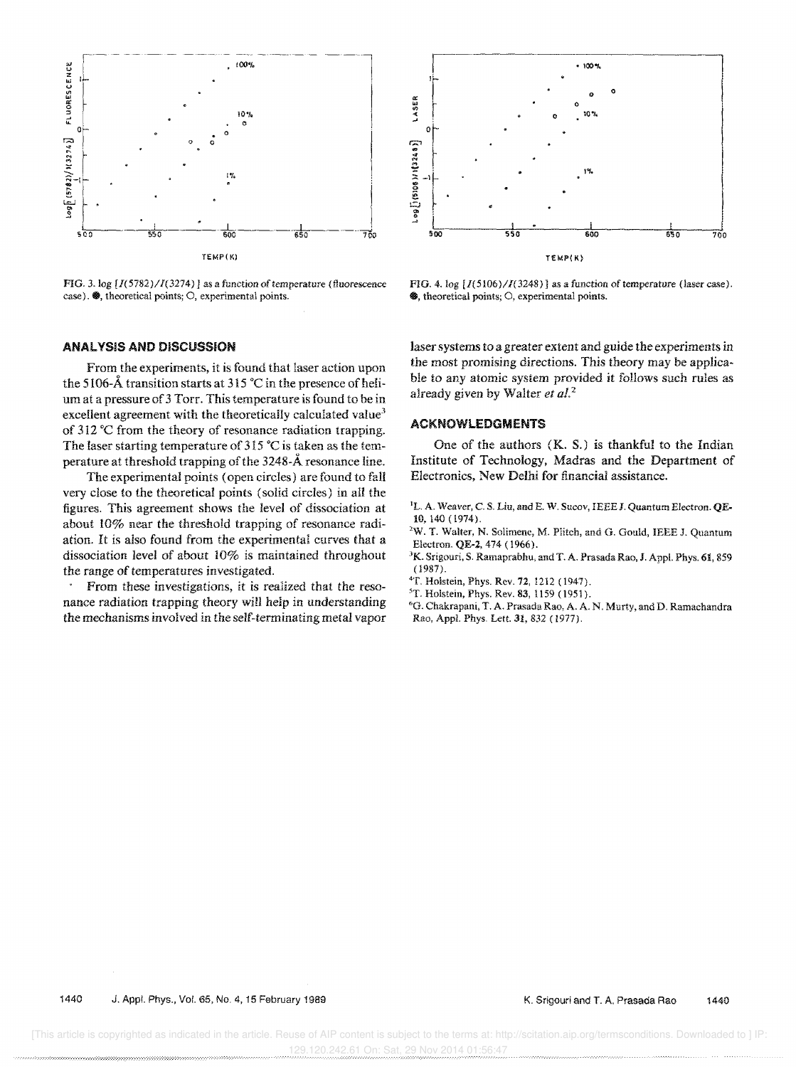FLUORESCENCE

Log[I(5782)/I(3274)]

100%

10%

1%

500 550 600 650 700

TEMP(K)

FIG. 3. log [$I(5782)/I(3274)$] as a function of temperature (fluorescence case). ●, theoretical points; ○, experimental points.

LASER

Log[I(5106)/I(3248)]

100%

10%

1%

500 550 600 650 700

TEMP(K)

FIG. 4. log [$I(5106)/I(3248)$] as a function of temperature (laser case). ●, theoretical points; ○, experimental points.

## ANALYSIS AND DISCUSSION

From the experiments, it is found that laser action upon the 5106-Å transition starts at 315 °C in the presence of helium at a pressure of 3 Torr. This temperature is found to be in excellent agreement with the theoretically calculated value[3] of 312 °C from the theory of resonance radiation trapping. The laser starting temperature of 315 °C is taken as the temperature at threshold trapping of the 3248-Å resonance line.

The experimental points (open circles) are found to fall very close to the theoretical points (solid circles) in all the figures. This agreement shows the level of dissociation at about 10% near the threshold trapping of resonance radiation. It is also found from the experimental curves that a dissociation level of about 10% is maintained throughout the range of temperatures investigated.

From these investigations, it is realized that the resonance radiation trapping theory will help in understanding the mechanisms involved in the self-terminating metal vapor laser systems to a greater extent and guide the experiments in the most promising directions. This theory may be applicable to any atomic system provided it follows such rules as already given by Walter *et al.*[2]

## ACKNOWLEDGMENTS

One of the authors (K. S.) is thankful to the Indian Institute of Technology, Madras and the Department of Electronics, New Delhi for financial assistance.

[1] L. A. Weaver, C. S. Liu, and E. W. Sucov, IEEE J. Quantum Electron. **QE-10**, 140 (1974).

[2] W. T. Walter, N. Solimene, M. Plitch, and G. Gould, IEEE J. Quantum Electron. **QE-2**, 474 (1966).

[3] K. Srigouri, S. Ramaprabhu, and T. A. Prasada Rao, J. Appl. Phys. **61**, 859 (1987).

[4] T. Holstein, Phys. Rev. **72**, 1212 (1947).

[5] T. Holstein, Phys. Rev. **83**, 1159 (1951).

[6] G. Chakrapani, T. A. Prasada Rao, A. A. N. Murty, and D. Ramachandra Rao, Appl. Phys. Lett. **31**, 832 (1977).